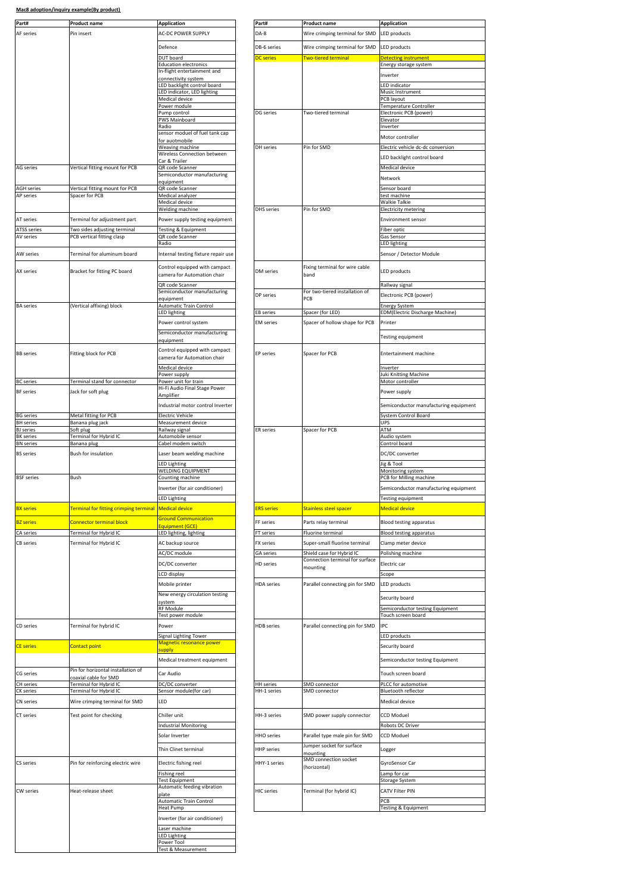**Mac8 adoption/inquiry example(By product)**

| Part# | Product name | Application |
|---|---|---|
| AF series | Pin insert | AC-DC POWER SUPPLY |
| | | Defence |
| | | DUT board |
| | | Education electronics |
| | | In-flight entertainment and connectivity system |
| | | LED backlight control board |
| | | LED indicator, LED lighting |
| | | Medical device |
| | | Power module |
| | | Pump control |
| | | PWS Mainboard |
| | | Radio |
| | | sensor moduel of fuel tank cap for auotmobile |
| | | Weaving machine |
| | | Wireless Connection between Car & Trailer |
| AG series | Vertical fitting mount for PCB | QR code Scanner |
| | | Semiconductor manufacturing equipment |
| AGH series | Vertical fitting mount for PCB | QR code Scanner |
| AP series | Spacer for PCB | Medical analyzer |
| | | Medical device |
| | | Welding machine |
| AT series | Terminal for adjustment part | Power supply testing equipment |
| ATSS series | Two sides adjusting terminal | Testing & Equipment |
| AV series | PCB vertical fitting clasp | QR code Scanner |
| | | Radio |
| AW series | Terminal for aluminum board | Internal testing fixture repair use |
| AX series | Bracket for fitting PC board | Control equipped with campact camera for Automation chair |
| | | QR code Scanner |
| | | Semiconductor manufacturing equipment |
| BA series | (Vertical affixing) block | Automatic Train Control |
| | | LED lighting |
| | | Power control system |
| | | Semiconductor manufacturing equipment |
| BB series | Fitting block for PCB | Control equipped with campact camera for Automation chair |
| | | Medical device |
| | | Power supply |
| BC series | Terminal stand for connector | Power unit for train |
| BF series | Jack for soft plug | Hi-Fi Audio Final Stage Power Amplifier |
| | | Industrial motor control Inverter |
| BG series | Metal fitting for PCB | Electric Vehicle |
| BH series | Banana plug jack | Measurement device |
| BJ series | Soft plug | Railway signal |
| BK series | Terminal for Hybrid IC | Automobile sensor |
| BN series | Banana plug | Cabel modem switch |
| BS series | Bush for insulation | Laser beam welding machine |
| | | LED Lighting |
| | | WELDING EQUIPMENT |
| BSF series | Bush | Counting machine |
| | | Inverter (for air conditioner) |
| | | LED Lighting |
| BX series | Terminal for fitting crimping terminal | Medical device |
| BZ series | Connector terminal block | Ground Communication Equipment (GCE) |
| CA series | Terminal for Hybrid IC | LED lighting, lighting |
| CB series | Terminal for Hybrid IC | AC backup source |
| | | AC/DC module |
| | | DC/DC converter |
| | | LCD display |
| | | Mobile printer |
| | | New energy circulation testing system |
| | | RF Module |
| | | Test power module |
| CD series | Terminal for hybrid IC | Power |
| | | Signal Lighting Tower |
| CE series | Contact point | Magnetic resonance power supply |
| | | Medical treatment equipment |
| CG series | Pin for horizontal installation of coaxial cable for SMD | Car Audio |
| CH series | Terminal for Hybrid IC | DC/DC converter |
| CK series | Terminal for Hybrid IC | Sensor module(for car) |
| CN series | Wire crimping terminal for SMD | LED |
| CT series | Test point for checking | Chiller unit |
| | | Industrial Monitoring |
| | | Solar Inverter |
| | | Thin Clinet terminal |
| CS series | Pin for reinforcing electric wire | Electric fishing reel |
| | | Fishing reel |
| | | Test Equipment |
| CW series | Heat-release sheet | Automatic feeding vibration plate |
| | | Automatic Train Control |
| | | Heat Pump |
| | | Inverter (for air conditioner) |
| | | Laser machine |
| | | LED Lighting |
| | | Power Tool |
| | | Test & Measurement |

| Part# | Product name | Application |
|---|---|---|
| DA-8 | Wire crimping terminal for SMD | LED products |
| DB-6 series | Wire crimping terminal for SMD | LED products |
| DC series | Two-tiered terminal | Detecting instrument |
| | | Energy storage system |
| | | Inverter |
| | | LED indicator |
| | | Music Instrument |
| | | PCB layout |
| | | Temperature Controller |
| DG series | Two-tiered terminal | Electronic PCB (power) |
| | | Elevator |
| | | Inverter |
| | | Motor controller |
| DH series | Pin for SMD | Electric vehicle dc-dc conversion |
| | | LED backlight control board |
| | | Medical device |
| | | Network |
| | | Sensor board |
| | | test machine |
| | | Walkie Talkie |
| DHS series | Pin for SMD | Electricity metering |
| | | Environment sensor |
| | | Fiber optic |
| | | Gas Sensor |
| | | LED lighting |
| | | Sensor / Detector Module |
| DM series | Fixing terminal for wire cable band | LED products |
| | | Railway signal |
| DP series | For two-tiered installation of PCB | Electronic PCB (power) |
| | | Energy System |
| EB series | Spacer (for LED) | EDM(Electric Discharge Machine) |
| EM series | Spacer of hollow shape for PCB | Printer |
| | | Testing equipment |
| EP series | Spacer for PCB | Entertainment machine |
| | | Inverter |
| | | Juki Knitting Machine |
| | | Motor controller |
| | | Power supply |
| | | Semiconductor manufacturing equipment |
| | | System Control Board |
| | | UPS |
| ER series | Spacer for PCB | ATM |
| | | Audio system |
| | | Control board |
| | | DC/DC converter |
| | | Jig & Tool |
| | | Monitoring system |
| | | PCB for Milling machine |
| | | Semiconductor manufacturing equipment |
| | | Testing equipment |
| ERS series | Stainless steel spacer | Medical device |
| FF series | Parts relay terminal | Blood testing apparatus |
| FT series | Fluorine terminal | Blood testing apparatus |
| FX series | Super-small fluorine terminal | Clamp meter device |
| GA series | Shield case for Hybrid IC | Polishing machine |
| HD series | Connection terminal for surface mounting | Electric car |
| | | Scope |
| HDA series | Parallel connecting pin for SMD | LED products |
| | | Security board |
| | | Semiconductor testing Equipment |
| | | Touch screen board |
| HDB series | Parallel connecting pin for SMD | IPC |
| | | LED products |
| | | Security board |
| | | Semiconductor testing Equipment |
| | | Touch screen board |
| HH series | SMD connector | PLCC for automotive |
| HH-1 series | SMD connector | Bluetooth reflector |
| | | Medical device |
| HH-3 series | SMD power supply connector | CCD Moduel |
| | | Robots DC Driver |
| HHO series | Parallel type male pin for SMD | CCD Moduel |
| HHP series | Jumper socket for surface mounting | Logger |
| HHY-1 series | SMD connection socket (horizontal) | GyroSensor Car |
| | | Lamp for car |
| | | Storage System |
| HIC series | Terminal (for hybrid IC) | CATV Filter PIN |
| | | PCB |
| | | Testing & Equipment |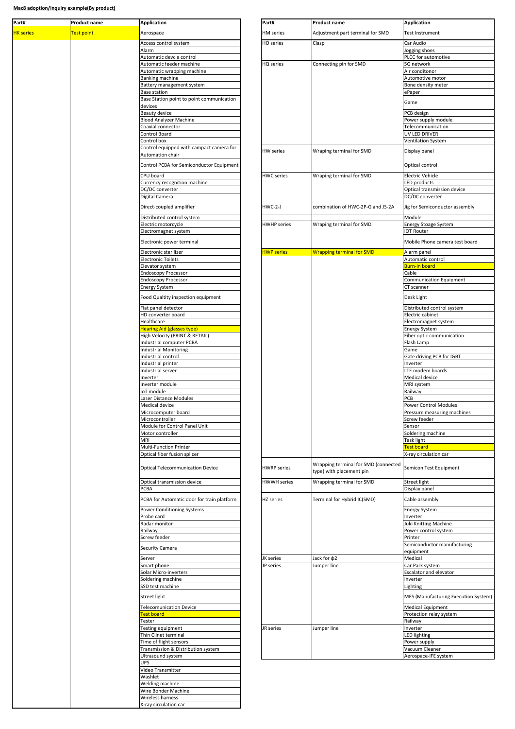**Mac8 adoption/inquiry example(By product)**

| Part# | Product name | Application |
|---|---|---|
| HK series | Test point | Aerospace |
| | | Access control system |
| | | Alarm |
| | | Automatic devcie control |
| | | Automatic feeder machine |
| | | Automatic wrapping machine |
| | | Banking machine |
| | | Battery management system |
| | | Base station |
| | | Base Station point to point communication devices |
| | | Beauty device |
| | | Blood Analyzer Machine |
| | | Coaxial connector |
| | | Control Board |
| | | Control box |
| | | Control equipped with campact camera for Automation chair |
| | | Control PCBA for Semiconductor Equipment |
| | | CPU board |
| | | Currency recognition machine |
| | | DC/DC converter |
| | | Digital Camera |
| | | Direct-coupled amplifier |
| | | Distributed control system |
| | | Electric motorcycle |
| | | Electromagnet system |
| | | Electronic power terminal |
| | | Electronic sterilizer |
| | | Electronic Toilets |
| | | Elevator system |
| | | Endoscopy Processor |
| | | Endoscopy Processor |
| | | Energy System |
| | | Food Qualtity inspection equipment |
| | | Flat panel detector |
| | | HD converter board |
| | | Healthcare |
| | | Hearing Aid (glasses type) |
| | | High Velocity (PRINT & RETAIL) |
| | | Industrial computer PCBA |
| | | Industrial Monitoring |
| | | Industrial control |
| | | Industrial printer |
| | | Industrial server |
| | | Inverter |
| | | Inverter module |
| | | IoT module |
| | | Laser Distance Modules |
| | | Medical device |
| | | Microcomputer board |
| | | Microcontroller |
| | | Module for Control Panel Unit |
| | | Motor controller |
| | | MRI |
| | | Multi-Function Printer |
| | | Optical fiber fusion splicer |
| | | Optical Telecommunication Device |
| | | Optical transmission device |
| | | PCBA |
| | | PCBA for Automatic door for train platform |
| | | Power Conditioning Systems |
| | | Probe card |
| | | Radar monitor |
| | | Railway |
| | | Screw feeder |
| | | Security Camera |
| | | Server |
| | | Smart phone |
| | | Solar Micro-inverters |
| | | Soldering machine |
| | | SSD test machine |
| | | Street light |
| | | Telecomunication Device |
| | | Test board |
| | | Tester |
| | | Testing equipment |
| | | Thin Clinet terminal |
| | | Time of flight sensors |
| | | Transmission & Distribution system |
| | | Ultrasound system |
| | | UPS |
| | | Video Transmitter |
| | | Washlet |
| | | Welding machine |
| | | Wire Bonder Machine |
| | | Wireless harness |
| | | X-ray circulation car |

| Part# | Product name | Application |
|---|---|---|
| HM series | Adjustment part terminal for SMD | Test Instrument |
| HO series | Clasp | Car Audio |
| | | Jogging shoes |
| | | PLCC for automotive |
| HQ series | Connecting pin for SMD | 5G network |
| | | Air conditonor |
| | | Automotive motor |
| | | Bone density meter |
| | | ePaper |
| | | Game |
| | | PCB design |
| | | Power supply module |
| | | Telecommunication |
| | | UV LED DRIVER |
| | | Ventilation System |
| HW series | Wraping terminal for SMD | Display panel |
| | | Optical control |
| HWC series | Wraping terminal for SMD | Electric Vehicle |
| | | LED products |
| | | Optical transmission device |
| | | DC/DC converter |
| HWC-2-J | combination of HWC-2P-G and JS-2A | Jig for Semiconductor assembly |
| | | Module |
| HWHP series | Wraping terminal for SMD | Energy Stoage System |
| | | IOT Router |
| | | Mobile Phone camera test board |
| HWP series | Wrapping terminal for SMD | Alarm panel |
| | | Automatic control |
| | | Burn-in board |
| | | Cable |
| | | Communication Equipment |
| | | CT scanner |
| | | Desk Light |
| | | Distributed control system |
| | | Electric cabinet |
| | | Electromagnet system |
| | | Energy System |
| | | Fiber optic communication |
| | | Flash Lamp |
| | | Game |
| | | Gate driving PCB for IGBT |
| | | Inverter |
| | | LTE modem boards |
| | | Medical device |
| | | MRI system |
| | | Railway |
| | | PCB |
| | | Power Control Modules |
| | | Pressure measuring machines |
| | | Screw feeder |
| | | Sensor |
| | | Soldering machine |
| | | Task light |
| | | Test board |
| | | X-ray circulation car |
| HWRP series | Wrapping terminal for SMD (connected type) with placement pin | Semicon Test Equipment |
| HWWH series | Wrapping terminal for SMD | Street light |
| | | Display panel |
| HZ series | Terminal for Hybrid IC(SMD) | Cable assembly |
| | | Energy System |
| | | Inverter |
| | | Juki Knitting Machine |
| | | Power control system |
| | | Printer |
| | | Semiconductor manufacturing equipment |
| JK series | Jack for ϕ2 | Medical |
| JP series | Jumper line | Car Park system |
| | | Escalator and elevator |
| | | Inverter |
| | | Lighting |
| | | MES (Manufacturing Execution System) |
| | | Medical Equipment |
| | | Protection relay system |
| | | Railway |
| JR series | Jumper line | Inverter |
| | | LED lighting |
| | | Power supply |
| | | Vacuum Cleaner |
| | | Aerospace-IFE system |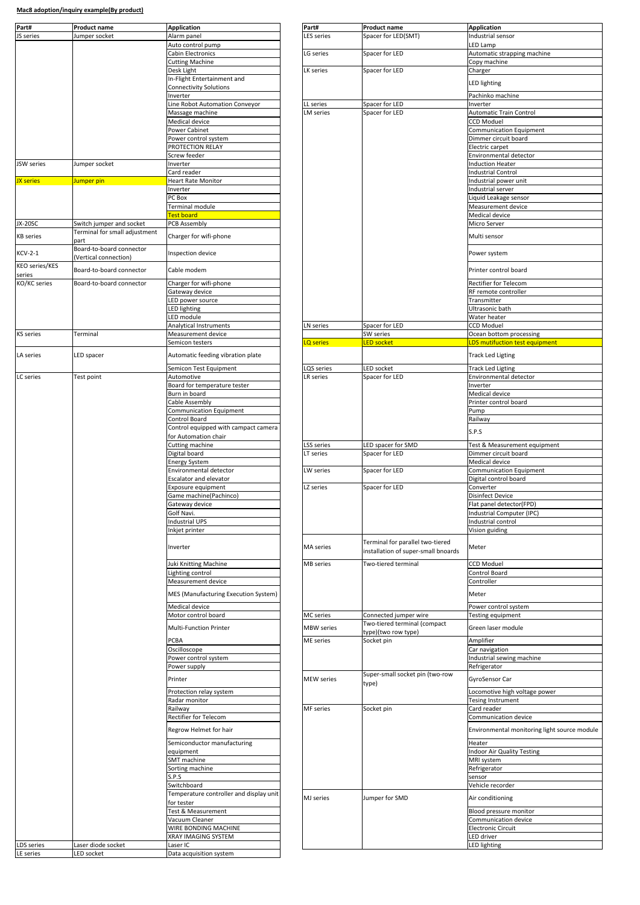**Mac8 adoption/inquiry example(By product)**

| Part# | Product name | Application |
|---|---|---|
| JS series | Jumper socket | Alarm panel |
| | | Auto control pump |
| | | Cabin Electronics |
| | | Cutting Machine |
| | | Desk Light |
| | | In-Flight Entertainment and Connectivity Solutions |
| | | Inverter |
| | | Line Robot Automation Conveyor |
| | | Massage machine |
| | | Medical device |
| | | Power Cabinet |
| | | Power control system |
| | | PROTECTION RELAY |
| | | Screw feeder |
| JSW series | Jumper socket | Inverter |
| | | Card reader |
| JX series | Jumper pin | Heart Rate Monitor |
| | | Inverter |
| | | PC Box |
| | | Terminal module |
| | | Test board |
| JX-20SC | Switch jumper and socket | PCB Assembly |
| KB series | Terminal for small adjustment part | Charger for wifi-phone |
| KCV-2-1 | Board-to-board connector (Vertical connection) | Inspection device |
| KEO series/KES series | Board-to-board connector | Cable modem |
| KO/KC series | Board-to-board connector | Charger for wifi-phone |
| | | Gateway device |
| | | LED power source |
| | | LED lighting |
| | | LED module |
| | | Analytical Instruments |
| KS series | Terminal | Measurement device |
| | | Semicon testers |
| LA series | LED spacer | Automatic feeding vibration plate |
| | | Semicon Test Equipment |
| LC series | Test point | Automotive |
| | | Board for temperature tester |
| | | Burn in board |
| | | Cable Assembly |
| | | Communication Equipment |
| | | Control Board |
| | | Control equipped with campact camera for Automation chair |
| | | Cutting machine |
| | | Digital board |
| | | Energy System |
| | | Environmental detector |
| | | Escalator and elevator |
| | | Exposure equipment |
| | | Game machine(Pachinco) |
| | | Gateway device |
| | | Golf Navi. |
| | | Industrial UPS |
| | | Inkjet printer |
| | | Inverter |
| | | Juki Knitting Machine |
| | | Lighting control |
| | | Measurement device |
| | | MES (Manufacturing Execution System) |
| | | Medical device |
| | | Motor control board |
| | | Multi-Function Printer |
| | | PCBA |
| | | Oscilloscope |
| | | Power control system |
| | | Power supply |
| | | Printer |
| | | Protection relay system |
| | | Radar monitor |
| | | Railway |
| | | Rectifier for Telecom |
| | | Regrow Helmet for hair |
| | | Semiconductor manufacturing equipment |
| | | SMT machine |
| | | Sorting machine |
| | | S.P.S |
| | | Switchboard |
| | | Temperature controller and display unit for tester |
| | | Test & Measurement |
| | | Vacuum Cleaner |
| | | WIRE BONDING MACHINE |
| | | XRAY IMAGING SYSTEM |
| LDS series | Laser diode socket | Laser IC |
| LE series | LED socket | Data acquisition system |
| LES series | Spacer for LED(SMT) | Industrial sensor |
| | | LED Lamp |
| LG series | Spacer for LED | Automatic strapping machine |
| | | Copy machine |
| LK series | Spacer for LED | Charger |
| | | LED lighting |
| | | Pachinko machine |
| LL series | Spacer for LED | Inverter |
| LM series | Spacer for LED | Automatic Train Control |
| | | CCD Moduel |
| | | Communication Equipment |
| | | Dimmer circuit board |
| | | Electric carpet |
| | | Environmental detector |
| | | Induction Heater |
| | | Industrial Control |
| | | Industrial power unit |
| | | Industrial server |
| | | Liquid Leakage sensor |
| | | Measurement device |
| | | Medical device |
| | | Micro Server |
| | | Multi sensor |
| | | Power system |
| | | Printer control board |
| | | Rectifier for Telecom |
| | | RF remote controller |
| | | Transmitter |
| | | Ultrasonic bath |
| | | Water heater |
| LN series | Spacer for LED | CCD Moduel |
| | SW series | Ocean bottom processing |
| LQ series | LED socket | LDS mutifuction test equipment |
| | | Track Led Ligting |
| LQS series | LED socket | Track Led Ligting |
| LR series | Spacer for LED | Environmental detector |
| | | Inverter |
| | | Medical device |
| | | Printer control board |
| | | Pump |
| | | Railway |
| | | S.P.S |
| LSS series | LED spacer for SMD | Test & Measurement equipment |
| LT series | Spacer for LED | Dimmer circuit board |
| | | Medical device |
| LW series | Spacer for LED | Communication Equipment |
| | | Digital control board |
| LZ series | Spacer for LED | Converter |
| | | Disinfect Device |
| | | Flat panel detector(FPD) |
| | | Industrial Computer (IPC) |
| | | Industrial control |
| | | Vision guiding |
| MA series | Terminal for parallel two-tiered installation of super-small bnoards | Meter |
| MB series | Two-tiered terminal | CCD Moduel |
| | | Control Board |
| | | Controller |
| | | Meter |
| | | Power control system |
| MC series | Connected jumper wire | Testing equipment |
| MBW series | Two-tiered terminal (compact type)(two row type) | Green laser module |
| ME series | Socket pin | Amplifier |
| | | Car navigation |
| | | Industrial sewing machine |
| | | Refrigerator |
| MEW series | Super-small socket pin (two-row type) | GyroSensor Car |
| | | Locomotive high voltage power |
| | | Tesing Instrument |
| MF series | Socket pin | Card reader |
| | | Communication device |
| | | Environmental monitoring light source module |
| | | Heater |
| | | Indoor Air Quality Testing |
| | | MRI system |
| | | Refrigerator |
| | | sensor |
| | | Vehicle recorder |
| MJ series | Jumper for SMD | Air conditioning |
| | | Blood pressure monitor |
| | | Communication device |
| | | Electronic Circuit |
| | | LED driver |
| | | LED lighting |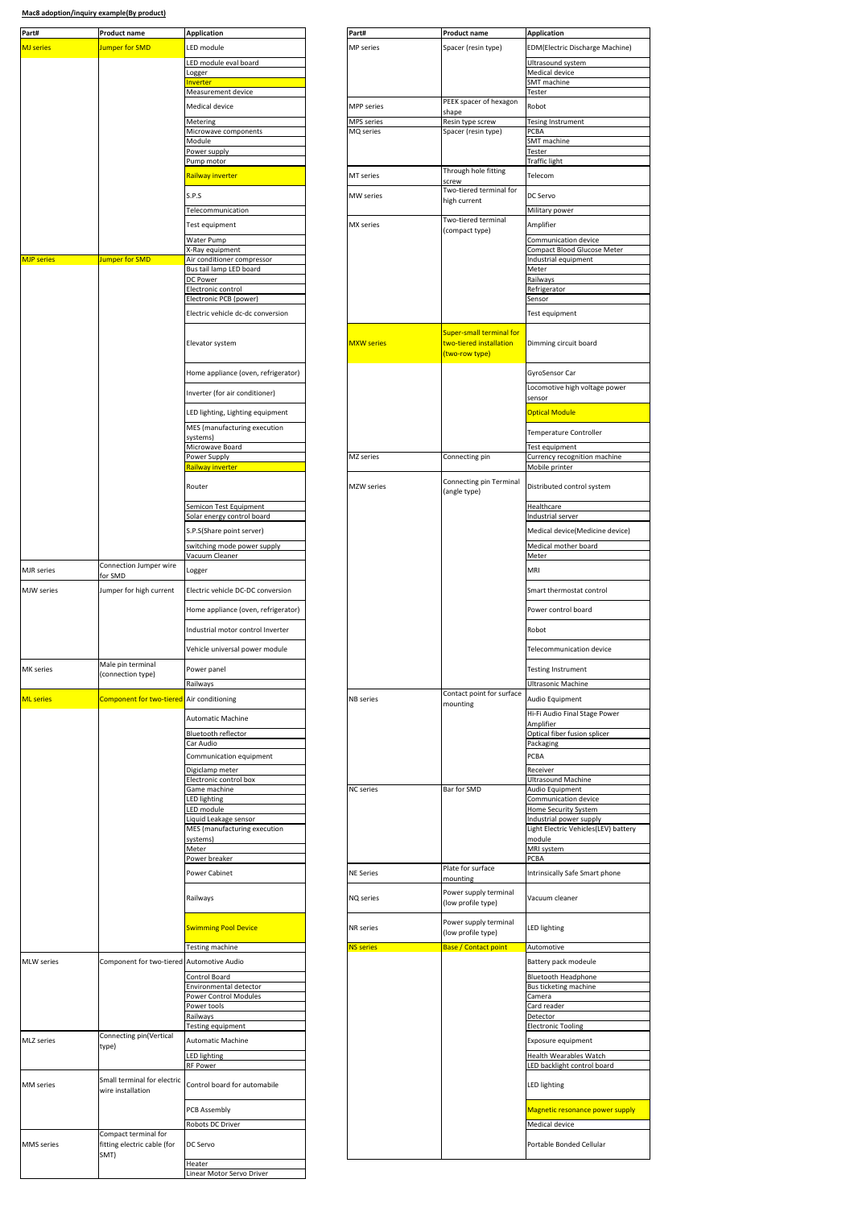**Mac8 adoption/inquiry example(By product)**

| Part# | Product name | Application |
|---|---|---|
| MJ series | Jumper for SMD | LED module |
| | | LED module eval board |
| | | Logger |
| | | Inverter |
| | | Measurement device |
| | | Medical device |
| | | Metering |
| | | Microwave components |
| | | Module |
| | | Power supply |
| | | Pump motor |
| | | Railway inverter |
| | | S.P.S |
| | | Telecommunication |
| | | Test equipment |
| | | Water Pump |
| | | X-Ray equipment |
| MJP series | Jumper for SMD | Air conditioner compressor |
| | | Bus tail lamp LED board |
| | | DC Power |
| | | Electronic control |
| | | Electronic PCB (power) |
| | | Electric vehicle dc-dc conversion |
| | | Elevator system |
| | | Home appliance (oven, refrigerator) |
| | | Inverter (for air conditioner) |
| | | LED lighting, Lighting equipment |
| | | MES (manufacturing execution systems) |
| | | Microwave Board |
| | | Power Supply |
| | | Railway inverter |
| | | Router |
| | | Semicon Test Equipment |
| | | Solar energy control board |
| | | S.P.S(Share point server) |
| | | switching mode power supply |
| | | Vacuum Cleaner |
| MJR series | Connection Jumper wire for SMD | Logger |
| MJW series | Jumper for high current | Electric vehicle DC-DC conversion |
| | | Home appliance (oven, refrigerator) |
| | | Industrial motor control Inverter |
| | | Vehicle universal power module |
| MK series | Male pin terminal (connection type) | Power panel |
| | | Railways |
| ML series | Component for two-tiered | Air conditioning |
| | | Automatic Machine |
| | | Bluetooth reflector |
| | | Car Audio |
| | | Communication equipment |
| | | Digiclamp meter |
| | | Electronic control box |
| | | Game machine |
| | | LED lighting |
| | | LED module |
| | | Liquid Leakage sensor |
| | | MES (manufacturing execution systems) |
| | | Meter |
| | | Power breaker |
| | | Power Cabinet |
| | | Railways |
| | | Swimming Pool Device |
| | | Testing machine |
| MLW series | Component for two-tiered | Automotive Audio |
| | | Control Board |
| | | Environmental detector |
| | | Power Control Modules |
| | | Power tools |
| | | Railways |
| | | Testing equipment |
| MLZ series | Connecting pin(Vertical type) | Automatic Machine |
| | | LED lighting |
| | | RF Power |
| MM series | Small terminal for electric wire installation | Control board for automabile |
| | | PCB Assembly |
| | | Robots DC Driver |
| MMS series | Compact terminal for fitting electric cable (for SMT) | DC Servo |
| | | Heater |
| | | Linear Motor Servo Driver |

| Part# | Product name | Application |
|---|---|---|
| MP series | Spacer (resin type) | EDM(Electric Discharge Machine) |
| | | Ultrasound system |
| | | Medical device |
| | | SMT machine |
| | | Tester |
| MPP series | PEEK spacer of hexagon shape | Robot |
| MPS series | Resin type screw | Tesing Instrument |
| MQ series | Spacer (resin type) | PCBA |
| | | SMT machine |
| | | Tester |
| | | Traffic light |
| MT series | Through hole fitting screw | Telecom |
| MW series | Two-tiered terminal for high current | DC Servo |
| | | Military power |
| MX series | Two-tiered terminal (compact type) | Amplifier |
| | | Communication device |
| | | Compact Blood Glucose Meter |
| | | Industrial equipment |
| | | Meter |
| | | Railways |
| | | Refrigerator |
| | | Sensor |
| | | Test equipment |
| MXW series | Super-small terminal for two-tiered installation (two-row type) | Dimming circuit board |
| | | GyroSensor Car |
| | | Locomotive high voltage power sensor |
| | | Optical Module |
| | | Temperature Controller |
| | | Test equipment |
| MZ series | Connecting pin | Currency recognition machine |
| | | Mobile printer |
| MZW series | Connecting pin Terminal (angle type) | Distributed control system |
| | | Healthcare |
| | | Industrial server |
| | | Medical device(Medicine device) |
| | | Medical mother board |
| | | Meter |
| | | MRI |
| | | Smart thermostat control |
| | | Power control board |
| | | Robot |
| | | Telecommunication device |
| | | Testing Instrument |
| | | Ultrasonic Machine |
| NB series | Contact point for surface mounting | Audio Equipment |
| | | Hi-Fi Audio Final Stage Power Amplifier |
| | | Optical fiber fusion splicer |
| | | Packaging |
| | | PCBA |
| | | Receiver |
| | | Ultrasound Machine |
| NC series | Bar for SMD | Audio Equipment |
| | | Communication device |
| | | Home Security System |
| | | Industrial power supply |
| | | Light Electric Vehicles(LEV) battery module |
| | | MRI system |
| | | PCBA |
| NE Series | Plate for surface mounting | Intrinsically Safe Smart phone |
| NQ series | Power supply terminal (low profile type) | Vacuum cleaner |
| NR series | Power supply terminal (low profile type) | LED lighting |
| NS series | Base / Contact point | Automotive |
| | | Battery pack modeule |
| | | Bluetooth Headphone |
| | | Bus ticketing machine |
| | | Camera |
| | | Card reader |
| | | Detector |
| | | Electronic Tooling |
| | | Exposure equipment |
| | | Health Wearables Watch |
| | | LED backlight control board |
| | | LED lighting |
| | | Magnetic resonance power supply |
| | | Medical device |
| | | Portable Bonded Cellular |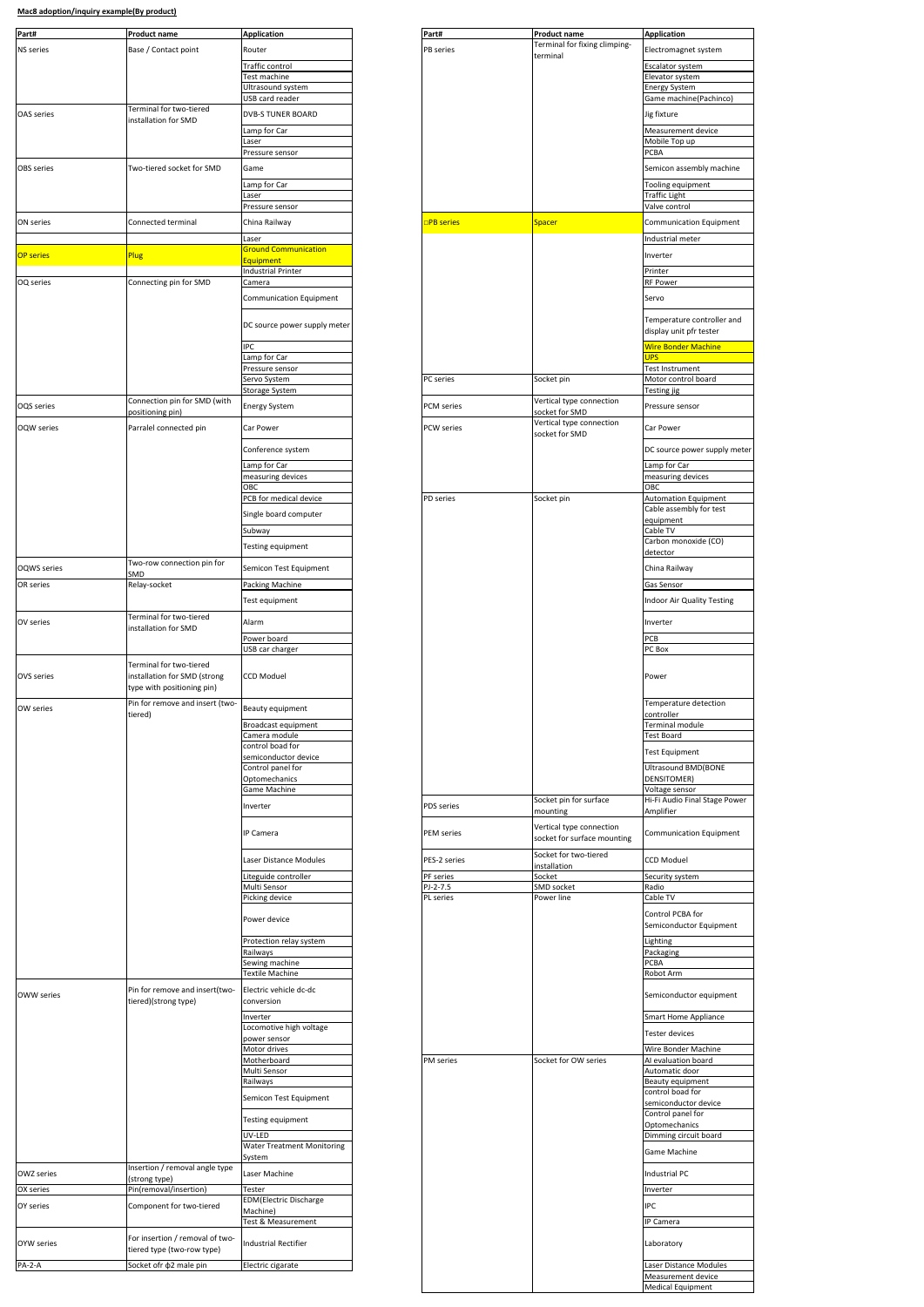**Mac8 adoption/inquiry example(By product)**

| Part# | Product name | Application |
|---|---|---|
| NS series | Base / Contact point | Router |
| | | Traffic control |
| | | Test machine |
| | | Ultrasound system |
| | | USB card reader |
| OAS series | Terminal for two-tiered installation for SMD | DVB-S TUNER BOARD |
| | | Lamp for Car |
| | | Laser |
| | | Pressure sensor |
| OBS series | Two-tiered socket for SMD | Game |
| | | Lamp for Car |
| | | Laser |
| | | Pressure sensor |
| ON series | Connected terminal | China Railway |
| | | Laser |
| OP series | Plug | Ground Communication Equipment |
| | | Industrial Printer |
| OQ series | Connecting pin for SMD | Camera |
| | | Communication Equipment |
| | | DC source power supply meter |
| | | IPC |
| | | Lamp for Car |
| | | Pressure sensor |
| | | Servo System |
| | | Storage System |
| OQS series | Connection pin for SMD (with positioning pin) | Energy System |
| OQW series | Parralel connected pin | Car Power |
| | | Conference system |
| | | Lamp for Car |
| | | measuring devices |
| | | OBC |
| | | PCB for medical device |
| | | Single board computer |
| | | Subway |
| | | Testing equipment |
| OQWS series | Two-row connection pin for SMD | Semicon Test Equipment |
| OR series | Relay-socket | Packing Machine |
| | | Test equipment |
| OV series | Terminal for two-tiered installation for SMD | Alarm |
| | | Power board |
| | | USB car charger |
| OVS series | Terminal for two-tiered installation for SMD (strong type with positioning pin) | CCD Moduel |
| OW series | Pin for remove and insert (two-tiered) | Beauty equipment |
| | | Broadcast equipment |
| | | Camera module |
| | | control boad for semiconductor device |
| | | Control panel for Optomechanics |
| | | Game Machine |
| | | Inverter |
| | | IP Camera |
| | | Laser Distance Modules |
| | | Liteguide controller |
| | | Multi Sensor |
| | | Picking device |
| | | Power device |
| | | Protection relay system |
| | | Railways |
| | | Sewing machine |
| | | Textile Machine |
| OWW series | Pin for remove and insert(two-tiered)(strong type) | Electric vehicle dc-dc conversion |
| | | Inverter |
| | | Locomotive high voltage power sensor |
| | | Motor drives |
| | | Motherboard |
| | | Multi Sensor |
| | | Railways |
| | | Semicon Test Equipment |
| | | Testing equipment |
| | | UV-LED |
| | | Water Treatment Monitoring System |
| OWZ series | Insertion / removal angle type (strong type) | Laser Machine |
| OX series | Pin(removal/insertion) | Tester |
| OY series | Component for two-tiered | EDM(Electric Discharge Machine) |
| | | Test & Measurement |
| OYW series | For insertion / removal of two-tiered type (two-row type) | Industrial Rectifier |
| PA-2-A | Socket ofr ϕ2 male pin | Electric cigarate |

| Part# | Product name | Application |
|---|---|---|
| PB series | Terminal for fixing climping-terminal | Electromagnet system |
| | | Escalator system |
| | | Elevator system |
| | | Energy System |
| | | Game machine(Pachinco) |
| | | Jig fixture |
| | | Measurement device |
| | | Mobile Top up |
| | | PCBA |
| | | Semicon assembly machine |
| | | Tooling equipment |
| | | Traffic Light |
| | | Valve control |
| □PB series | Spacer | Communication Equipment |
| | | Industrial meter |
| | | Inverter |
| | | Printer |
| | | RF Power |
| | | Servo |
| | | Temperature controller and display unit pfr tester |
| | | Wire Bonder Machine |
| | | UPS |
| | | Test Instrument |
| PC series | Socket pin | Motor control board |
| | | Testing jig |
| PCM series | Vertical type connection socket for SMD | Pressure sensor |
| PCW series | Vertical type connection socket for SMD | Car Power |
| | | DC source power supply meter |
| | | Lamp for Car |
| | | measuring devices |
| | | OBC |
| PD series | Socket pin | Automation Equipment |
| | | Cable assembly for test equipment |
| | | Cable TV |
| | | Carbon monoxide (CO) detector |
| | | China Railway |
| | | Gas Sensor |
| | | Indoor Air Quality Testing |
| | | Inverter |
| | | PCB |
| | | PC Box |
| | | Power |
| | | Temperature detection controller |
| | | Terminal module |
| | | Test Board |
| | | Test Equipment |
| | | Ultrasound BMD(BONE DENSITOMER) |
| | | Voltage sensor |
| PDS series | Socket pin for surface mounting | Hi-Fi Audio Final Stage Power Amplifier |
| PEM series | Vertical type connection socket for surface mounting | Communication Equipment |
| PES-2 series | Socket for two-tiered installation | CCD Moduel |
| PF series | Socket | Security system |
| PJ-2-7.5 | SMD socket | Radio |
| PL series | Power line | Cable TV |
| | | Control PCBA for Semiconductor Equipment |
| | | Lighting |
| | | Packaging |
| | | PCBA |
| | | Robot Arm |
| | | Semiconductor equipment |
| | | Smart Home Appliance |
| | | Tester devices |
| | | Wire Bonder Machine |
| PM series | Socket for OW series | AI evaluation board |
| | | Automatic door |
| | | Beauty equipment |
| | | control boad for semiconductor device |
| | | Control panel for Optomechanics |
| | | Dimming circuit board |
| | | Game Machine |
| | | Industrial PC |
| | | Inverter |
| | | IPC |
| | | IP Camera |
| | | Laboratory |
| | | Laser Distance Modules |
| | | Measurement device |
| | | Medical Equipment |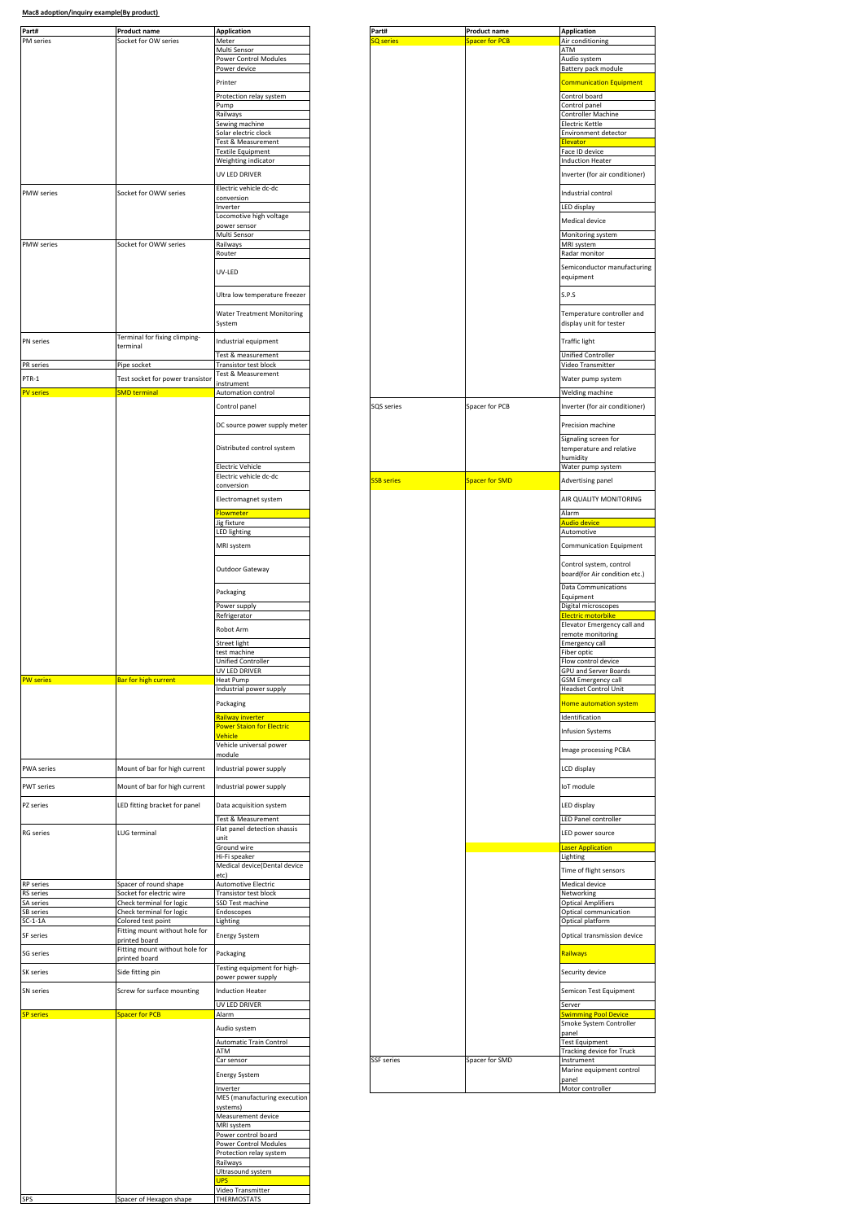**Mac8 adoption/inquiry example(By product)**

| Part# | Product name | Application |
|---|---|---|
| PM series | Socket for OW series | Meter |
| | | Multi Sensor |
| | | Power Control Modules |
| | | Power device |
| | | Printer |
| | | Protection relay system |
| | | Pump |
| | | Railways |
| | | Sewing machine |
| | | Solar electric clock |
| | | Test & Measurement |
| | | Textile Equipment |
| | | Weighting indicator |
| | | UV LED DRIVER |
| PMW series | Socket for OWW series | Electric vehicle dc-dc conversion |
| | | Inverter |
| | | Locomotive high voltage power sensor |
| | | Multi Sensor |
| PMW series | Socket for OWW series | Railways |
| | | Router |
| | | UV-LED |
| | | Ultra low temperature freezer |
| | | Water Treatment Monitoring System |
| PN series | Terminal for fixing climping-terminal | Industrial equipment |
| | | Test & measurement |
| PR series | Pipe socket | Transistor test block |
| PTR-1 | Test socket for power transistor | Test & Measurement instrument |
| PV series | SMD terminal | Automation control |
| | | Control panel |
| | | DC source power supply meter |
| | | Distributed control system |
| | | Electric Vehicle |
| | | Electric vehicle dc-dc conversion |
| | | Electromagnet system |
| | | Flowmeter |
| | | Jig fixture |
| | | LED lighting |
| | | MRI system |
| | | Outdoor Gateway |
| | | Packaging |
| | | Power supply |
| | | Refrigerator |
| | | Robot Arm |
| | | Street light |
| | | test machine |
| | | Unified Controller |
| | | UV LED DRIVER |
| PW series | Bar for high current | Heat Pump |
| | | Industrial power supply |
| | | Packaging |
| | | Railway inverter |
| | | Power Staion for Electric Vehicle |
| | | Vehicle universal power module |
| PWA series | Mount of bar for high current | Industrial power supply |
| PWT series | Mount of bar for high current | Industrial power supply |
| PZ series | LED fitting bracket for panel | Data acquisition system |
| | | Test & Measurement |
| RG series | LUG terminal | Flat panel detection shassis unit |
| | | Ground wire |
| | | Hi-Fi speaker |
| | | Medical device(Dental device etc) |
| RP series | Spacer of round shape | Automotive Electric |
| RS series | Socket for electric wire | Transistor test block |
| SA series | Check terminal for logic | SSD Test machine |
| SB series | Check terminal for logic | Endoscopes |
| SC-1-1A | Colored test point | Lighting |
| SF series | Fitting mount without hole for printed board | Energy System |
| SG series | Fitting mount without hole for printed board | Packaging |
| SK series | Side fitting pin | Testing equipment for high-power power supply |
| SN series | Screw for surface mounting | Induction Heater |
| | | UV LED DRIVER |
| SP series | Spacer for PCB | Alarm |
| | | Audio system |
| | | Automatic Train Control |
| | | ATM |
| | | Car sensor |
| | | Energy System |
| | | Inverter |
| | | MES (manufacturing execution systems) |
| | | Measurement device |
| | | MRI system |
| | | Power control board |
| | | Power Control Modules |
| | | Protection relay system |
| | | Railways |
| | | Ultrasound system |
| | | UPS |
| | | Video Transmitter |
| SPS | Spacer of Hexagon shape | THERMOSTATS |

| Part# | Product name | Application |
|---|---|---|
| SQ series | Spacer for PCB | Air conditioning |
| | | ATM |
| | | Audio system |
| | | Battery pack module |
| | | Communication Equipment |
| | | Control board |
| | | Control panel |
| | | Controller Machine |
| | | Electric Kettle |
| | | Environment detector |
| | | Elevator |
| | | Face ID device |
| | | Induction Heater |
| | | Inverter (for air conditioner) |
| | | Industrial control |
| | | LED display |
| | | Medical device |
| | | Monitoring system |
| | | MRI system |
| | | Radar monitor |
| | | Semiconductor manufacturing equipment |
| | | S.P.S |
| | | Temperature controller and display unit for tester |
| | | Traffic light |
| | | Unified Controller |
| | | Video Transmitter |
| | | Water pump system |
| | | Welding machine |
| SQS series | Spacer for PCB | Inverter (for air conditioner) |
| | | Precision machine |
| | | Signaling screen for temperature and relative humidity |
| | | Water pump system |
| SSB series | Spacer for SMD | Advertising panel |
| | | AIR QUALITY MONITORING |
| | | Alarm |
| | | Audio device |
| | | Automotive |
| | | Communication Equipment |
| | | Control system, control board(for Air condition etc.) |
| | | Data Communications Equipment |
| | | Digital microscopes |
| | | Electric motorbike |
| | | Elevator Emergency call and remote monitoring |
| | | Emergency call |
| | | Fiber optic |
| | | Flow control device |
| | | GPU and Server Boards |
| | | GSM Emergency call |
| | | Headset Control Unit |
| | | Home automation system |
| | | Identification |
| | | Infusion Systems |
| | | Image processing PCBA |
| | | LCD display |
| | | IoT module |
| | | LED display |
| | | LED Panel controller |
| | | LED power source |
| | | Laser Application |
| | | Lighting |
| | | Time of flight sensors |
| | | Medical device |
| | | Networking |
| | | Optical Amplifiers |
| | | Optical communication |
| | | Optical platform |
| | | Optical transmission device |
| | | Railways |
| | | Security device |
| | | Semicon Test Equipment |
| | | Server |
| | | Swimming Pool Device |
| | | Smoke System Controller panel |
| | | Test Equipment |
| | | Tracking device for Truck |
| SSF series | Spacer for SMD | Instrument |
| | | Marine equipment control panel |
| | | Motor controller |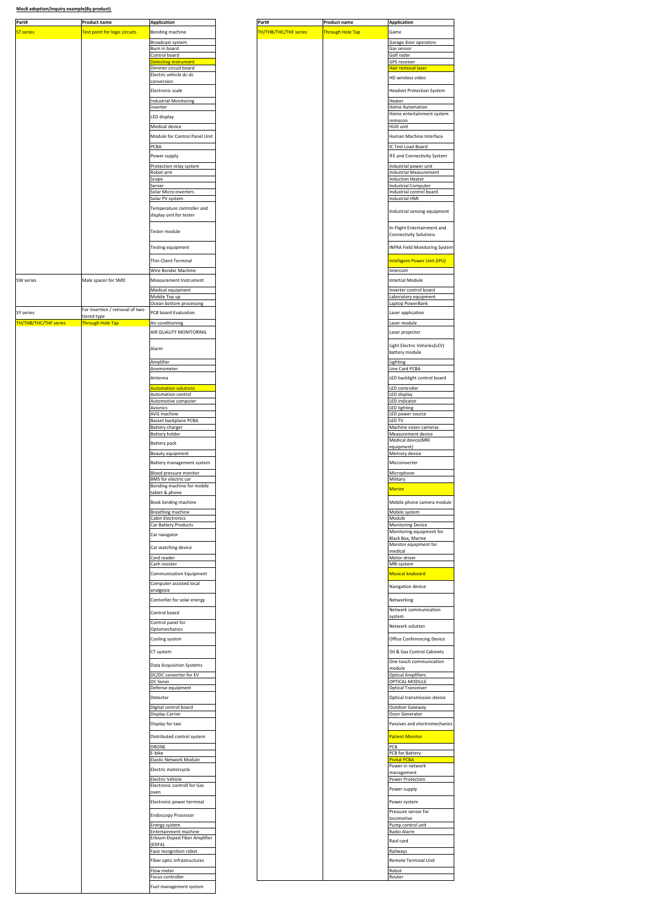**Mac8 adoption/inquiry example(By product)**

| Part# | Product name | Application |
|---|---|---|
| ST series | Test point for logic circuits | Bonding machine |
| | | Broadcast system |
| | | Burn in board |
| | | Control board |
| | | Detecting instrument |
| | | Dimmer circuit board |
| | | Electric vehicle dc-dc conversion |
| | | Electronic scale |
| | | Industrial Monitoring |
| | | Inverter |
| | | LED display |
| | | Medical device |
| | | Module for Control Panel Unit |
| | | PCBA |
| | | Power supply |
| | | Protection relay system |
| | | Robot arm |
| | | Scope |
| | | Server |
| | | Solar Micro-inverters |
| | | Solar PV system |
| | | Temperature controller and display unit for tester |
| | | Tester module |
| | | Testing equipment |
| | | Thin Client Terminal |
| | | Wire Bonder Machine |
| SW series | Male spacer for SMD | Measurement Instrument |
| | | Medical equipment |
| | | Mobile Top up |
| | | Ocean bottom processing |
| SY series | For insertion / removal of two-tiered type | PCB board Evaluation |
| TH/THB/THC/THF series | Through Hole Tap | Air conditioning |
| | | AIR QUALITY MONITORING |
| | | Alarm |
| | | Amplifier |
| | | Anemometer |
| | | Antenna |
| | | Automation solutions |
| | | Automation control |
| | | Automotive computer |
| | | Avionics |
| | | AVG machine |
| | | Basset backplane PCBA |
| | | Battery charger |
| | | Battery holder |
| | | Battery pack |
| | | Beauty equipment |
| | | Battery management system |
| | | Blood pressure monitor |
| | | BMS for electric car |
| | | Bonding machine for mobile tablet & phone |
| | | Book binding machine |
| | | Breathing machine |
| | | Cabin Electronics |
| | | Car Battery Products |
| | | Car navigator |
| | | Car watching device |
| | | Card reader |
| | | Cash resister |
| | | Communication Equipment |
| | | Computer assisted local analgesia |
| | | Contorller for solar energy |
| | | Control board |
| | | Control panel for Optomechanics |
| | | Cooling system |
| | | CT system |
| | | Data Acquisition Systems |
| | | DC/DC converter for EV |
| | | DC Servo |
| | | Defense equipment |
| | | Detector |
| | | Digital control board |
| | | Display Carrier |
| | | Display for taxi |
| | | Distributed control system |
| | | DRONE |
| | | E-bike |
| | | Elastic Network Module |
| | | Electric motorcycle |
| | | Electric Vehicle |
| | | Electronic controll for Gas oven |
| | | Electronic power terminal |
| | | Endoscopy Processor |
| | | Energy system |
| | | Entertainment machine |
| | | Erbium-Doped Fiber Amplifier (EDFA) |
| | | Face recognition robot |
| | | Fiber optic infrastructures |
| | | Flow meter |
| | | Focus controller |
| | | Fuel management system |

| Part# | Product name | Application |
|---|---|---|
| TH/THB/THC/THF series | Through Hole Tap | Game |
| | | Garage door operators |
| | | Gas sensor |
| | | Golf rader |
| | | GPS receiver |
| | | Hair removal laser |
| | | HD wireless video |
| | | Headset Protection System |
| | | Heater |
| | | Home Automation |
| | | Home entertainment system remocon |
| | | HUD unit |
| | | Human Machine Interface |
| | | IC Test Load Board |
| | | IFE and Connectivity System |
| | | Industrial power unit |
| | | Industrial Measurement |
| | | Induction Heater |
| | | Industrial Computer |
| | | Industrial control board |
| | | Industrial HMI |
| | | Industrial sensing equipment |
| | | In-Flight Entertainment and Connectivity Solutions |
| | | INFRA Field Monitoring System |
| | | Intelligent Power Unit (IPU) |
| | | Intercom |
| | | Intertial Module |
| | | Inverter control board |
| | | Laboratory equipment |
| | | Laptop PowerBank |
| | | Laser application |
| | | Laser module |
| | | Laser projector |
| | | Light Electric Vehicles(LEV) battery module |
| | | Lighting |
| | | Line Card PCBA |
| | | LED backlight control board |
| | | LED controller |
| | | LED display |
| | | LED indicator |
| | | LED lighting |
| | | LED power source |
| | | LED TV |
| | | Machine vision cameras |
| | | Measurement device |
| | | Medical device(MRI equipment) |
| | | Memory device |
| | | Microinverter |
| | | Microphone |
| | | Military |
| | | Marine |
| | | Mobile phone camera module |
| | | Mobile system |
| | | Module |
| | | Monitoring Device |
| | | Monitoring equipment for Black Box, Marine |
| | | Monitor equipment for medical |
| | | Motor driver |
| | | MRI system |
| | | Musical keyboard |
| | | Navigation device |
| | | Networking |
| | | Network communication system |
| | | Network solution |
| | | Office Conferencing Device |
| | | Oil & Gas Control Cabinets |
| | | One touch communication module |
| | | Optical Amplifiers |
| | | OPTICAL MODULE |
| | | Optical Tranceiver |
| | | Optical transmission device |
| | | Outdoor Gateway |
| | | Ozon Generator |
| | | Passives and electromechanics |
| | | Patient Monitor |
| | | PCB |
| | | PCB for Battery |
| | | Pivital PCBA |
| | | Power in network management |
| | | Power Protection |
| | | Power supply |
| | | Power system |
| | | Pressure sensor for locomotive |
| | | Pump control unit |
| | | Radio Alarm |
| | | Raid card |
| | | Railways |
| | | Remote Terminal Unit |
| | | Robot |
| | | Router |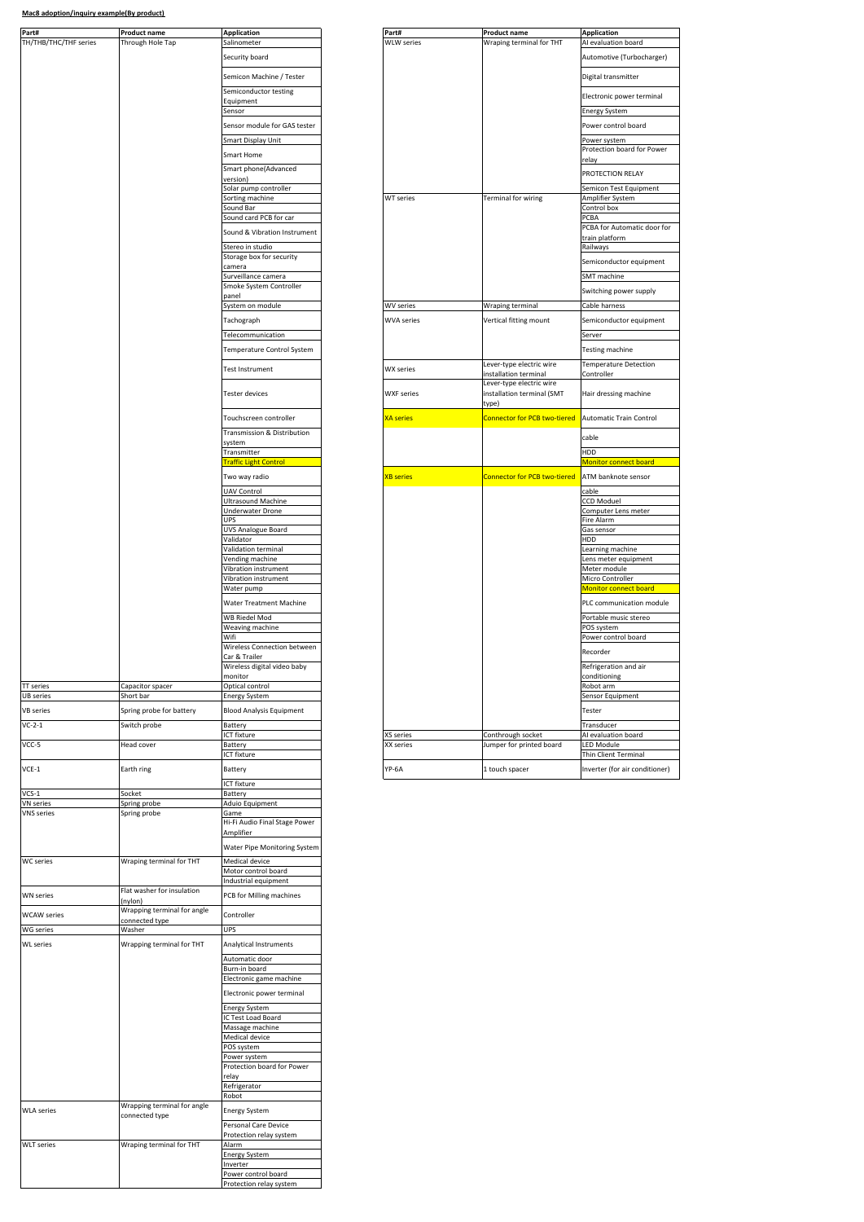**Mac8 adoption/inquiry example(By product)**

| Part# | Product name | Application |
|---|---|---|
| TH/THB/THC/THF series | Through Hole Tap | Salinometer |
| | | Security board |
| | | Semicon Machine / Tester |
| | | Semiconductor testing Equipment |
| | | Sensor |
| | | Sensor module for GAS tester |
| | | Smart Display Unit |
| | | Smart Home |
| | | Smart phone(Advanced version) |
| | | Solar pump controller |
| | | Sorting machine |
| | | Sound Bar |
| | | Sound card PCB for car |
| | | Sound & Vibration Instrument |
| | | Stereo in studio |
| | | Storage box for security camera |
| | | Surveillance camera |
| | | Smoke System Controller panel |
| | | System on module |
| | | Tachograph |
| | | Telecommunication |
| | | Temperature Control System |
| | | Test Instrument |
| | | Tester devices |
| | | Touchscreen controller |
| | | Transmission & Distribution system |
| | | Transmitter |
| | | Traffic Light Control |
| | | Two way radio |
| | | UAV Control |
| | | Ultrasound Machine |
| | | Underwater Drone |
| | | UPS |
| | | UVS Analogue Board |
| | | Validator |
| | | Validation terminal |
| | | Vending machine |
| | | Vibration instrument |
| | | Vibration instrument |
| | | Water pump |
| | | Water Treatment Machine |
| | | WB Riedel Mod |
| | | Weaving machine |
| | | Wifi |
| | | Wireless Connection between Car & Trailer |
| | | Wireless digital video baby monitor |
| TT series | Capacitor spacer | Optical control |
| UB series | Short bar | Energy System |
| VB series | Spring probe for battery | Blood Analysis Equipment |
| VC-2-1 | Switch probe | Battery |
| | | ICT fixture |
| VCC-5 | Head cover | Battery |
| | | ICT fixture |
| VCE-1 | Earth ring | Battery |
| | | ICT fixture |
| VCS-1 | Socket | Battery |
| VN series | Spring probe | Aduio Equipment |
| VNS series | Spring probe | Game |
| | | Hi-Fi Audio Final Stage Power Amplifier |
| | | Water Pipe Monitoring System |
| WC series | Wraping terminal for THT | Medical device |
| | | Motor control board |
| | | Industrial equipment |
| WN series | Flat washer for insulation (nylon) | PCB for Milling machines |
| WCAW series | Wrapping terminal for angle connected type | Controller |
| WG series | Washer | UPS |
| WL series | Wrapping terminal for THT | Analytical Instruments |
| | | Automatic door |
| | | Burn-in board |
| | | Electronic game machine |
| | | Electronic power terminal |
| | | Energy System |
| | | IC Test Load Board |
| | | Massage machine |
| | | Medical device |
| | | POS system |
| | | Power system |
| | | Protection board for Power relay |
| | | Refrigerator |
| | | Robot |
| WLA series | Wrapping terminal for angle connected type | Energy System |
| | | Personal Care Device |
| | | Protection relay system |
| WLT series | Wraping terminal for THT | Alarm |
| | | Energy System |
| | | Inverter |
| | | Power control board |
| | | Protection relay system |

| Part# | Product name | Application |
|---|---|---|
| WLW series | Wraping terminal for THT | AI evaluation board |
| | | Automotive (Turbocharger) |
| | | Digital transmitter |
| | | Electronic power terminal |
| | | Energy System |
| | | Power control board |
| | | Power system |
| | | Protection board for Power relay |
| | | PROTECTION RELAY |
| | | Semicon Test Equipment |
| WT series | Terminal for wiring | Amplifier System |
| | | Control box |
| | | PCBA |
| | | PCBA for Automatic door for train platform |
| | | Railways |
| | | Semiconductor equipment |
| | | SMT machine |
| | | Switching power supply |
| WV series | Wraping terminal | Cable harness |
| WVA series | Vertical fitting mount | Semiconductor equipment |
| | | Server |
| | | Testing machine |
| WX series | Lever-type electric wire installation terminal | Temperature Detection Controller |
| WXF series | Lever-type electric wire installation terminal (SMT type) | Hair dressing machine |
| XA series | Connector for PCB two-tiered | Automatic Train Control |
| | | cable |
| | | HDD |
| | | Monitor connect board |
| XB series | Connector for PCB two-tiered | ATM banknote sensor |
| | | cable |
| | | CCD Moduel |
| | | Computer Lens meter |
| | | Fire Alarm |
| | | Gas sensor |
| | | HDD |
| | | Learning machine |
| | | Lens meter equipment |
| | | Meter module |
| | | Micro Controller |
| | | Monitor connect board |
| | | PLC communication module |
| | | Portable music stereo |
| | | POS system |
| | | Power control board |
| | | Recorder |
| | | Refrigeration and air conditioning |
| | | Robot arm |
| | | Sensor Equipment |
| | | Tester |
| | | Transducer |
| XS series | Conthrough socket | AI evaluation board |
| XX series | Jumper for printed board | LED Module |
| | | Thin Client Terminal |
| YP-6A | 1 touch spacer | Inverter (for air conditioner) |